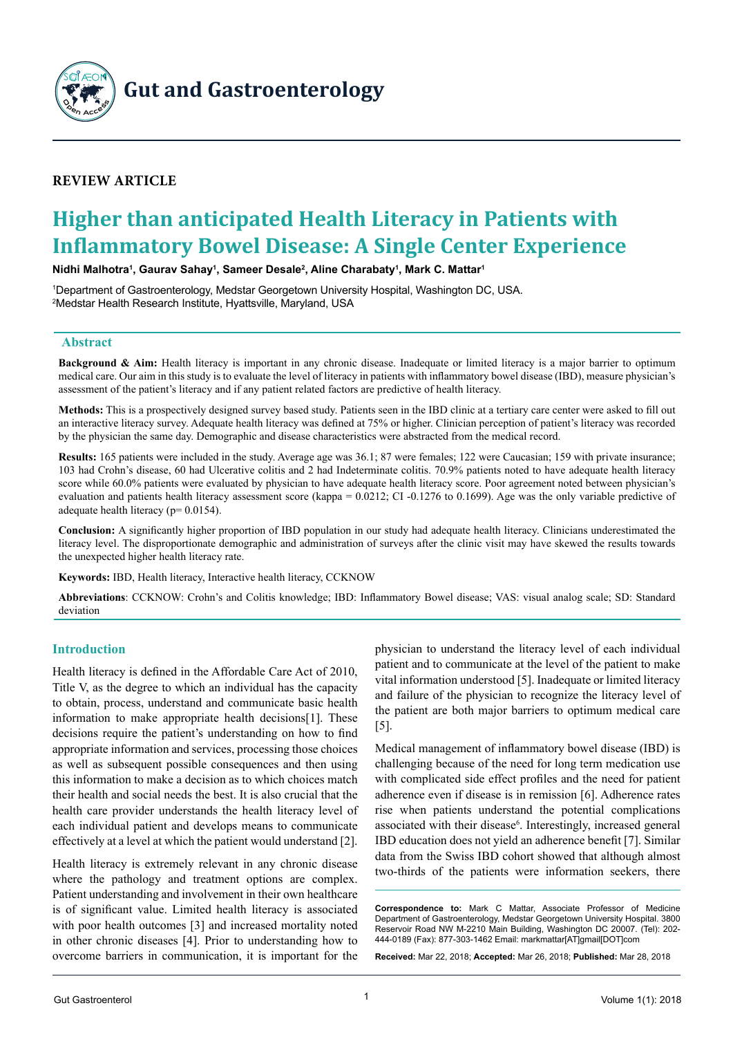# Gut and Gastroenterology

**REVIEW ARTICLE**

# Higher than anticipated Health Literacy in Patients with Inflammatory Bowel Disease: A Single Center Experience

**Nidhi Malhotra[1], Gaurav Sahay[1], Sameer Desale[2], Aline Charabaty[1], Mark C. Mattar[1]**

[1]Department of Gastroenterology, Medstar Georgetown University Hospital, Washington DC, USA.
[2]Medstar Health Research Institute, Hyattsville, Maryland, USA

## Abstract

**Background & Aim:** Health literacy is important in any chronic disease. Inadequate or limited literacy is a major barrier to optimum medical care. Our aim in this study is to evaluate the level of literacy in patients with inflammatory bowel disease (IBD), measure physician's assessment of the patient's literacy and if any patient related factors are predictive of health literacy.

**Methods:** This is a prospectively designed survey based study. Patients seen in the IBD clinic at a tertiary care center were asked to fill out an interactive literacy survey. Adequate health literacy was defined at 75% or higher. Clinician perception of patient's literacy was recorded by the physician the same day. Demographic and disease characteristics were abstracted from the medical record.

**Results:** 165 patients were included in the study. Average age was 36.1; 87 were females; 122 were Caucasian; 159 with private insurance; 103 had Crohn's disease, 60 had Ulcerative colitis and 2 had Indeterminate colitis. 70.9% patients noted to have adequate health literacy score while 60.0% patients were evaluated by physician to have adequate health literacy score. Poor agreement noted between physician's evaluation and patients health literacy assessment score (kappa = 0.0212; CI -0.1276 to 0.1699). Age was the only variable predictive of adequate health literacy (p= 0.0154).

**Conclusion:** A significantly higher proportion of IBD population in our study had adequate health literacy. Clinicians underestimated the literacy level. The disproportionate demographic and administration of surveys after the clinic visit may have skewed the results towards the unexpected higher health literacy rate.

**Keywords:** IBD, Health literacy, Interactive health literacy, CCKNOW

**Abbreviations**: CCKNOW: Crohn's and Colitis knowledge; IBD: Inflammatory Bowel disease; VAS: visual analog scale; SD: Standard deviation

## Introduction

Health literacy is defined in the Affordable Care Act of 2010, Title V, as the degree to which an individual has the capacity to obtain, process, understand and communicate basic health information to make appropriate health decisions[1]. These decisions require the patient's understanding on how to find appropriate information and services, processing those choices as well as subsequent possible consequences and then using this information to make a decision as to which choices match their health and social needs the best. It is also crucial that the health care provider understands the health literacy level of each individual patient and develops means to communicate effectively at a level at which the patient would understand [2].

Health literacy is extremely relevant in any chronic disease where the pathology and treatment options are complex. Patient understanding and involvement in their own healthcare is of significant value. Limited health literacy is associated with poor health outcomes [3] and increased mortality noted in other chronic diseases [4]. Prior to understanding how to overcome barriers in communication, it is important for the physician to understand the literacy level of each individual patient and to communicate at the level of the patient to make vital information understood [5]. Inadequate or limited literacy and failure of the physician to recognize the literacy level of the patient are both major barriers to optimum medical care [5].

Medical management of inflammatory bowel disease (IBD) is challenging because of the need for long term medication use with complicated side effect profiles and the need for patient adherence even if disease is in remission [6]. Adherence rates rise when patients understand the potential complications associated with their disease[6]. Interestingly, increased general IBD education does not yield an adherence benefit [7]. Similar data from the Swiss IBD cohort showed that although almost two-thirds of the patients were information seekers, there

**Correspondence to:** Mark C Mattar, Associate Professor of Medicine Department of Gastroenterology, Medstar Georgetown University Hospital. 3800 Reservoir Road NW M-2210 Main Building, Washington DC 20007. (Tel): 202-444-0189 (Fax): 877-303-1462 Email: markmattar[AT]gmail[DOT]com

**Received:** Mar 22, 2018; **Accepted:** Mar 26, 2018; **Published:** Mar 28, 2018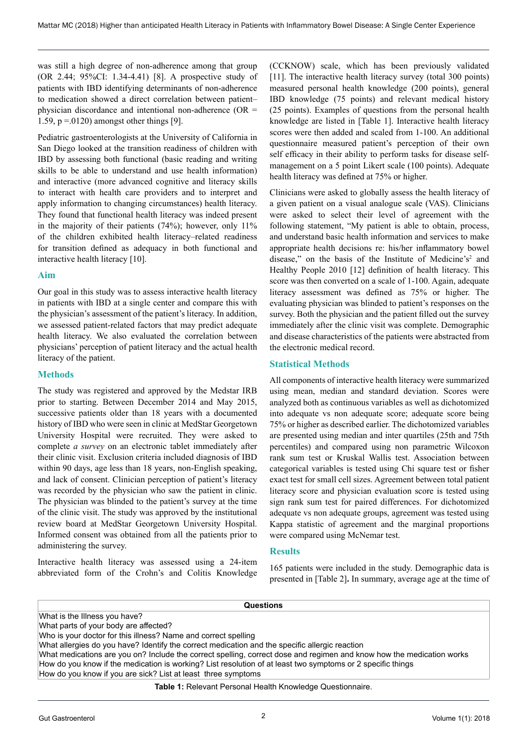was still a high degree of non-adherence among that group (OR 2.44; 95%CI: 1.34-4.41) [8]. A prospective study of patients with IBD identifying determinants of non-adherence to medication showed a direct correlation between patient–physician discordance and intentional non-adherence (OR = 1.59, p =.0120) amongst other things [9].

Pediatric gastroenterologists at the University of California in San Diego looked at the transition readiness of children with IBD by assessing both functional (basic reading and writing skills to be able to understand and use health information) and interactive (more advanced cognitive and literacy skills to interact with health care providers and to interpret and apply information to changing circumstances) health literacy. They found that functional health literacy was indeed present in the majority of their patients (74%); however, only 11% of the children exhibited health literacy–related readiness for transition defined as adequacy in both functional and interactive health literacy [10].

## Aim

Our goal in this study was to assess interactive health literacy in patients with IBD at a single center and compare this with the physician's assessment of the patient's literacy. In addition, we assessed patient-related factors that may predict adequate health literacy. We also evaluated the correlation between physicians' perception of patient literacy and the actual health literacy of the patient.

## Methods

The study was registered and approved by the Medstar IRB prior to starting. Between December 2014 and May 2015, successive patients older than 18 years with a documented history of IBD who were seen in clinic at MedStar Georgetown University Hospital were recruited. They were asked to complete *a survey* on an electronic tablet immediately after their clinic visit. Exclusion criteria included diagnosis of IBD within 90 days, age less than 18 years, non-English speaking, and lack of consent. Clinician perception of patient's literacy was recorded by the physician who saw the patient in clinic. The physician was blinded to the patient's survey at the time of the clinic visit. The study was approved by the institutional review board at MedStar Georgetown University Hospital. Informed consent was obtained from all the patients prior to administering the survey.

Interactive health literacy was assessed using a 24-item abbreviated form of the Crohn's and Colitis Knowledge (CCKNOW) scale, which has been previously validated [11]. The interactive health literacy survey (total 300 points) measured personal health knowledge (200 points), general IBD knowledge (75 points) and relevant medical history (25 points). Examples of questions from the personal health knowledge are listed in [Table 1]. Interactive health literacy scores were then added and scaled from 1-100. An additional questionnaire measured patient's perception of their own self efficacy in their ability to perform tasks for disease self-management on a 5 point Likert scale (100 points). Adequate health literacy was defined at 75% or higher.

Clinicians were asked to globally assess the health literacy of a given patient on a visual analogue scale (VAS). Clinicians were asked to select their level of agreement with the following statement, "My patient is able to obtain, process, and understand basic health information and services to make appropriate health decisions re: his/her inflammatory bowel disease," on the basis of the Institute of Medicine's[2] and Healthy People 2010 [12] definition of health literacy. This score was then converted on a scale of 1-100. Again, adequate literacy assessment was defined as 75% or higher. The evaluating physician was blinded to patient's responses on the survey. Both the physician and the patient filled out the survey immediately after the clinic visit was complete. Demographic and disease characteristics of the patients were abstracted from the electronic medical record.

## Statistical Methods

All components of interactive health literacy were summarized using mean, median and standard deviation. Scores were analyzed both as continuous variables as well as dichotomized into adequate vs non adequate score; adequate score being 75% or higher as described earlier. The dichotomized variables are presented using median and inter quartiles (25th and 75th percentiles) and compared using non parametric Wilcoxon rank sum test or Kruskal Wallis test. Association between categorical variables is tested using Chi square test or fisher exact test for small cell sizes. Agreement between total patient literacy score and physician evaluation score is tested using sign rank sum test for paired differences. For dichotomized adequate vs non adequate groups, agreement was tested using Kappa statistic of agreement and the marginal proportions were compared using McNemar test.

## Results

165 patients were included in the study. Demographic data is presented in [Table 2]**.** In summary, average age at the time of

| Questions |
|---|
| What is the Illness you have? |
| What parts of your body are affected? |
| Who is your doctor for this illness? Name and correct spelling |
| What allergies do you have? Identify the correct medication and the specific allergic reaction |
| What medications are you on? Include the correct spelling, correct dose and regimen and know how the medication works |
| How do you know if the medication is working? List resolution of at least two symptoms or 2 specific things |
| How do you know if you are sick? List at least three symptoms |

**Table 1:** Relevant Personal Health Knowledge Questionnaire.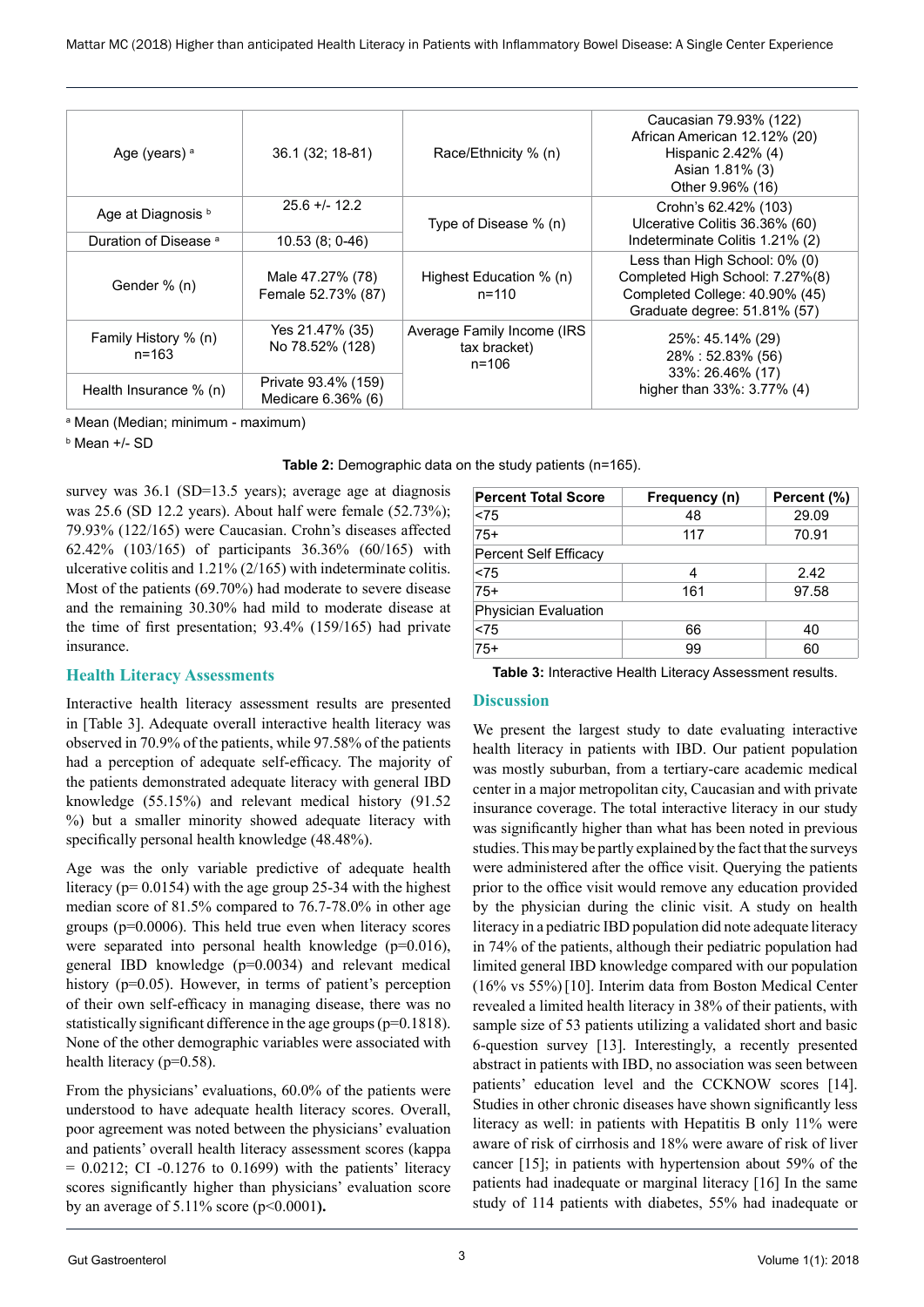| Age (years) [a] | 36.1 (32; 18-81) | Race/Ethnicity % (n) | Caucasian 79.93% (122)<br>African American 12.12% (20)<br>Hispanic 2.42% (4)<br>Asian 1.81% (3)<br>Other 9.96% (16) |
|---|---|---|---|
| Age at Diagnosis [b] | 25.6 +/- 12.2 | Type of Disease % (n) | Crohn's 62.42% (103)<br>Ulcerative Colitis 36.36% (60)<br>Indeterminate Colitis 1.21% (2) |
| Duration of Disease [a] | 10.53 (8; 0-46) | | |
| Gender % (n) | Male 47.27% (78)<br>Female 52.73% (87) | Highest Education % (n)<br>n=110 | Less than High School: 0% (0)<br>Completed High School: 7.27%(8)<br>Completed College: 40.90% (45)<br>Graduate degree: 51.81% (57) |
| Family History % (n)<br>n=163 | Yes 21.47% (35)<br>No 78.52% (128) | Average Family Income (IRS tax bracket)<br>n=106 | 25%: 45.14% (29)<br>28% : 52.83% (56)<br>33%: 26.46% (17)<br>higher than 33%: 3.77% (4) |
| Health Insurance % (n) | Private 93.4% (159)<br>Medicare 6.36% (6) | | |

[a] Mean (Median; minimum - maximum)

[b] Mean +/- SD

**Table 2:** Demographic data on the study patients (n=165).

survey was 36.1 (SD=13.5 years); average age at diagnosis was 25.6 (SD 12.2 years). About half were female (52.73%); 79.93% (122/165) were Caucasian. Crohn's diseases affected 62.42% (103/165) of participants 36.36% (60/165) with ulcerative colitis and 1.21% (2/165) with indeterminate colitis. Most of the patients (69.70%) had moderate to severe disease and the remaining 30.30% had mild to moderate disease at the time of first presentation; 93.4% (159/165) had private insurance.

## Health Literacy Assessments

Interactive health literacy assessment results are presented in [Table 3]. Adequate overall interactive health literacy was observed in 70.9% of the patients, while 97.58% of the patients had a perception of adequate self-efficacy. The majority of the patients demonstrated adequate literacy with general IBD knowledge (55.15%) and relevant medical history (91.52 %) but a smaller minority showed adequate literacy with specifically personal health knowledge (48.48%).

Age was the only variable predictive of adequate health literacy (p= 0.0154) with the age group 25-34 with the highest median score of 81.5% compared to 76.7-78.0% in other age groups (p=0.0006). This held true even when literacy scores were separated into personal health knowledge (p=0.016), general IBD knowledge (p=0.0034) and relevant medical history (p=0.05). However, in terms of patient's perception of their own self-efficacy in managing disease, there was no statistically significant difference in the age groups (p=0.1818). None of the other demographic variables were associated with health literacy (p=0.58).

From the physicians' evaluations, 60.0% of the patients were understood to have adequate health literacy scores. Overall, poor agreement was noted between the physicians' evaluation and patients' overall health literacy assessment scores (kappa = 0.0212; CI -0.1276 to 0.1699) with the patients' literacy scores significantly higher than physicians' evaluation score by an average of 5.11% score (p<0.0001**).**

| Percent Total Score | Frequency (n) | Percent (%) |
|---|---|---|
| <75 | 48 | 29.09 |
| 75+ | 117 | 70.91 |
| Percent Self Efficacy | | |
| <75 | 4 | 2.42 |
| 75+ | 161 | 97.58 |
| Physician Evaluation | | |
| <75 | 66 | 40 |
| 75+ | 99 | 60 |

**Table 3:** Interactive Health Literacy Assessment results.

## Discussion

We present the largest study to date evaluating interactive health literacy in patients with IBD. Our patient population was mostly suburban, from a tertiary-care academic medical center in a major metropolitan city, Caucasian and with private insurance coverage. The total interactive literacy in our study was significantly higher than what has been noted in previous studies. This may be partly explained by the fact that the surveys were administered after the office visit. Querying the patients prior to the office visit would remove any education provided by the physician during the clinic visit. A study on health literacy in a pediatric IBD population did note adequate literacy in 74% of the patients, although their pediatric population had limited general IBD knowledge compared with our population (16% vs 55%) [10]. Interim data from Boston Medical Center revealed a limited health literacy in 38% of their patients, with sample size of 53 patients utilizing a validated short and basic 6-question survey [13]. Interestingly, a recently presented abstract in patients with IBD, no association was seen between patients' education level and the CCKNOW scores [14]. Studies in other chronic diseases have shown significantly less literacy as well: in patients with Hepatitis B only 11% were aware of risk of cirrhosis and 18% were aware of risk of liver cancer [15]; in patients with hypertension about 59% of the patients had inadequate or marginal literacy [16] In the same study of 114 patients with diabetes, 55% had inadequate or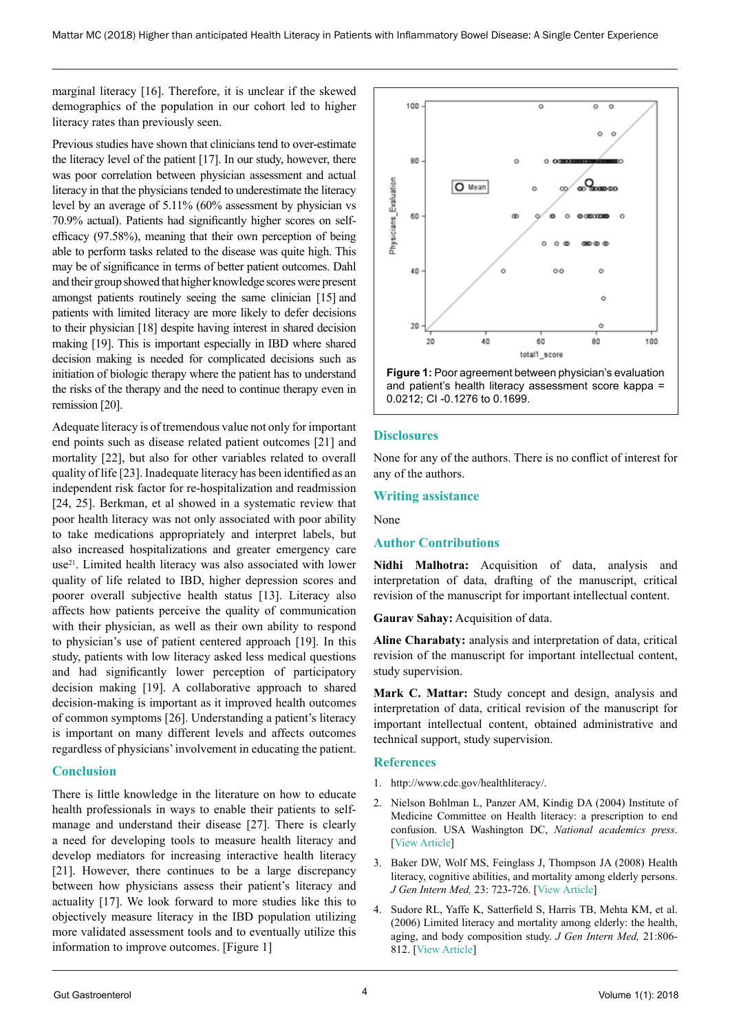marginal literacy [16]. Therefore, it is unclear if the skewed demographics of the population in our cohort led to higher literacy rates than previously seen.

Previous studies have shown that clinicians tend to over-estimate the literacy level of the patient [17]. In our study, however, there was poor correlation between physician assessment and actual literacy in that the physicians tended to underestimate the literacy level by an average of 5.11% (60% assessment by physician vs 70.9% actual). Patients had significantly higher scores on self-efficacy (97.58%), meaning that their own perception of being able to perform tasks related to the disease was quite high. This may be of significance in terms of better patient outcomes. Dahl and their group showed that higher knowledge scores were present amongst patients routinely seeing the same clinician [15] and patients with limited literacy are more likely to defer decisions to their physician [18] despite having interest in shared decision making [19]. This is important especially in IBD where shared decision making is needed for complicated decisions such as initiation of biologic therapy where the patient has to understand the risks of the therapy and the need to continue therapy even in remission [20].

Adequate literacy is of tremendous value not only for important end points such as disease related patient outcomes [21] and mortality [22], but also for other variables related to overall quality of life [23]. Inadequate literacy has been identified as an independent risk factor for re-hospitalization and readmission [24, 25]. Berkman, et al showed in a systematic review that poor health literacy was not only associated with poor ability to take medications appropriately and interpret labels, but also increased hospitalizations and greater emergency care use[21]. Limited health literacy was also associated with lower quality of life related to IBD, higher depression scores and poorer overall subjective health status [13]. Literacy also affects how patients perceive the quality of communication with their physician, as well as their own ability to respond to physician's use of patient centered approach [19]. In this study, patients with low literacy asked less medical questions and had significantly lower perception of participatory decision making [19]. A collaborative approach to shared decision-making is important as it improved health outcomes of common symptoms [26]. Understanding a patient's literacy is important on many different levels and affects outcomes regardless of physicians' involvement in educating the patient.

## Conclusion

There is little knowledge in the literature on how to educate health professionals in ways to enable their patients to self-manage and understand their disease [27]. There is clearly a need for developing tools to measure health literacy and develop mediators for increasing interactive health literacy [21]. However, there continues to be a large discrepancy between how physicians assess their patient's literacy and actuality [17]. We look forward to more studies like this to objectively measure literacy in the IBD population utilizing more validated assessment tools and to eventually utilize this information to improve outcomes. [Figure 1]

**Figure 1:** Poor agreement between physician's evaluation and patient's health literacy assessment score kappa = 0.0212; CI -0.1276 to 0.1699.

## Disclosures

None for any of the authors. There is no conflict of interest for any of the authors.

## Writing assistance

None

## Author Contributions

**Nidhi Malhotra:** Acquisition of data, analysis and interpretation of data, drafting of the manuscript, critical revision of the manuscript for important intellectual content.

**Gaurav Sahay:** Acquisition of data.

**Aline Charabaty:** analysis and interpretation of data, critical revision of the manuscript for important intellectual content, study supervision.

**Mark C. Mattar:** Study concept and design, analysis and interpretation of data, critical revision of the manuscript for important intellectual content, obtained administrative and technical support, study supervision.

## References

1. http://www.cdc.gov/healthliteracy/.
2. Nielson Bohlman L, Panzer AM, Kindig DA (2004) Institute of Medicine Committee on Health literacy: a prescription to end confusion. USA Washington DC, *National academics press*. [View Article]
3. Baker DW, Wolf MS, Feinglass J, Thompson JA (2008) Health literacy, cognitive abilities, and mortality among elderly persons. *J Gen Intern Med,* 23: 723-726. [View Article]
4. Sudore RL, Yaffe K, Satterfield S, Harris TB, Mehta KM, et al. (2006) Limited literacy and mortality among elderly: the health, aging, and body composition study. *J Gen Intern Med,* 21:806-812. [View Article]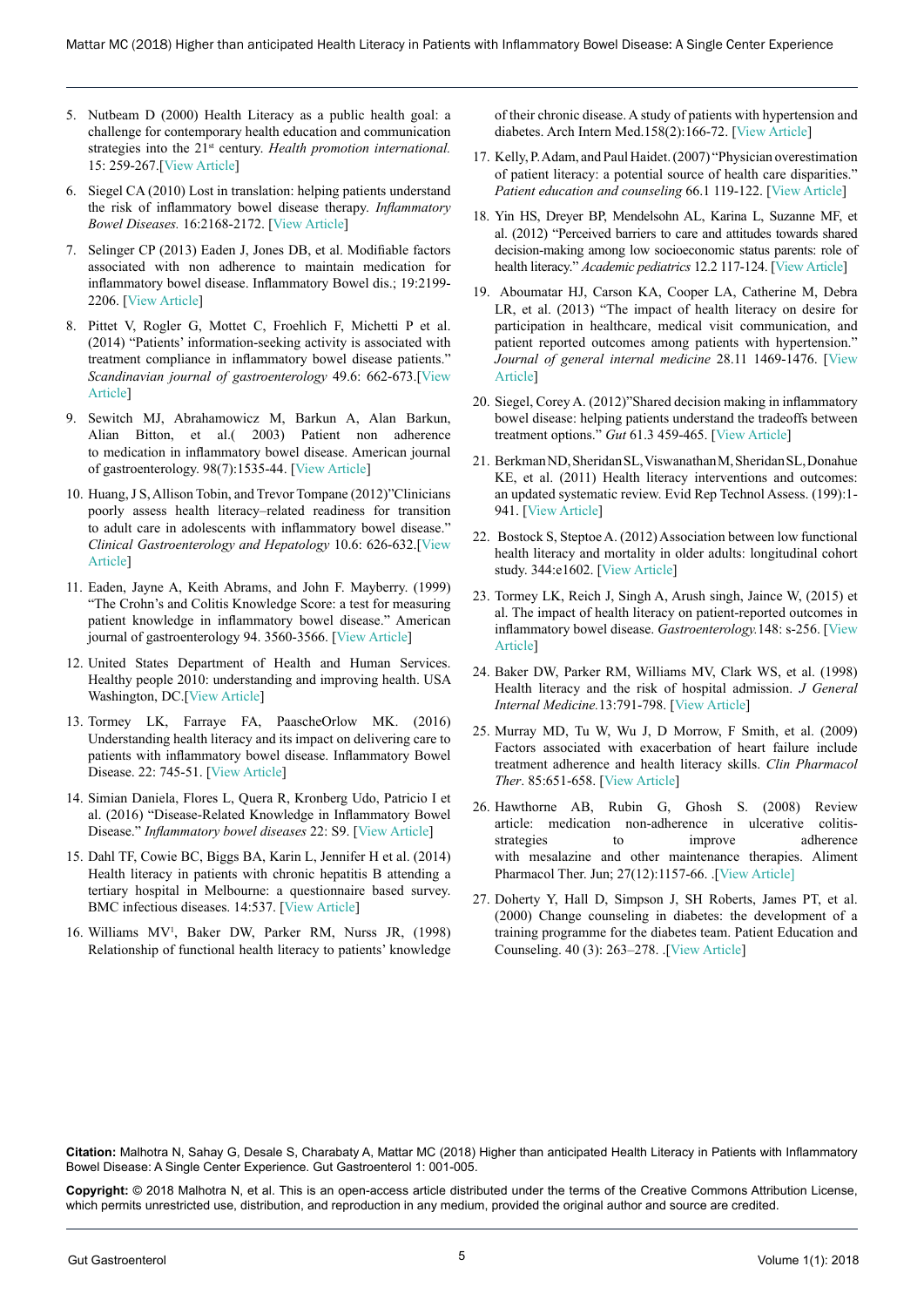5. Nutbeam D (2000) Health Literacy as a public health goal: a challenge for contemporary health education and communication strategies into the 21st century. *Health promotion international.* 15: 259-267.[View Article]

6. Siegel CA (2010) Lost in translation: helping patients understand the risk of inflammatory bowel disease therapy. *Inflammatory Bowel Diseases.* 16:2168-2172. [View Article]

7. Selinger CP (2013) Eaden J, Jones DB, et al. Modifiable factors associated with non adherence to maintain medication for inflammatory bowel disease. Inflammatory Bowel dis.; 19:2199-2206. [View Article]

8. Pittet V, Rogler G, Mottet C, Froehlich F, Michetti P et al. (2014) "Patients' information-seeking activity is associated with treatment compliance in inflammatory bowel disease patients." *Scandinavian journal of gastroenterology* 49.6: 662-673.[View Article]

9. Sewitch MJ, Abrahamowicz M, Barkun A, Alan Barkun, Alian Bitton, et al.( 2003) Patient non adherence to medication in inflammatory bowel disease. American journal of gastroenterology. 98(7):1535-44. [View Article]

10. Huang, J S, Allison Tobin, and Trevor Tompane (2012)"Clinicians poorly assess health literacy–related readiness for transition to adult care in adolescents with inflammatory bowel disease." *Clinical Gastroenterology and Hepatology* 10.6: 626-632.[View Article]

11. Eaden, Jayne A, Keith Abrams, and John F. Mayberry. (1999) "The Crohn's and Colitis Knowledge Score: a test for measuring patient knowledge in inflammatory bowel disease." American journal of gastroenterology 94. 3560-3566. [View Article]

12. United States Department of Health and Human Services. Healthy people 2010: understanding and improving health. USA Washington, DC.[View Article]

13. Tormey LK, Farraye FA, PaascheOrlow MK. (2016) Understanding health literacy and its impact on delivering care to patients with inflammatory bowel disease. Inflammatory Bowel Disease. 22: 745-51. [View Article]

14. Simian Daniela, Flores L, Quera R, Kronberg Udo, Patricio I et al. (2016) "Disease-Related Knowledge in Inflammatory Bowel Disease." *Inflammatory bowel diseases* 22: S9. [View Article]

15. Dahl TF, Cowie BC, Biggs BA, Karin L, Jennifer H et al. (2014) Health literacy in patients with chronic hepatitis B attending a tertiary hospital in Melbourne: a questionnaire based survey. BMC infectious diseases. 14:537. [View Article]

16. Williams MV[1], Baker DW, Parker RM, Nurss JR, (1998) Relationship of functional health literacy to patients' knowledge of their chronic disease. A study of patients with hypertension and diabetes. Arch Intern Med.158(2):166-72. [View Article]

17. Kelly, P. Adam, and Paul Haidet. (2007) "Physician overestimation of patient literacy: a potential source of health care disparities." *Patient education and counseling* 66.1 119-122. [View Article]

18. Yin HS, Dreyer BP, Mendelsohn AL, Karina L, Suzanne MF, et al. (2012) "Perceived barriers to care and attitudes towards shared decision-making among low socioeconomic status parents: role of health literacy." *Academic pediatrics* 12.2 117-124. [View Article]

19. Aboumatar HJ, Carson KA, Cooper LA, Catherine M, Debra LR, et al. (2013) "The impact of health literacy on desire for participation in healthcare, medical visit communication, and patient reported outcomes among patients with hypertension." *Journal of general internal medicine* 28.11 1469-1476. [View Article]

20. Siegel, Corey A. (2012)"Shared decision making in inflammatory bowel disease: helping patients understand the tradeoffs between treatment options." *Gut* 61.3 459-465. [View Article]

21. Berkman ND, Sheridan SL, Viswanathan M, Sheridan SL, Donahue KE, et al. (2011) Health literacy interventions and outcomes: an updated systematic review. Evid Rep Technol Assess. (199):1-941. [View Article]

22. Bostock S, Steptoe A. (2012) Association between low functional health literacy and mortality in older adults: longitudinal cohort study. 344:e1602. [View Article]

23. Tormey LK, Reich J, Singh A, Arush singh, Jaince W, (2015) et al. The impact of health literacy on patient-reported outcomes in inflammatory bowel disease. *Gastroenterology.*148: s-256. [View Article]

24. Baker DW, Parker RM, Williams MV, Clark WS, et al. (1998) Health literacy and the risk of hospital admission. *J General Internal Medicine.*13:791-798. [View Article]

25. Murray MD, Tu W, Wu J, D Morrow, F Smith, et al. (2009) Factors associated with exacerbation of heart failure include treatment adherence and health literacy skills. *Clin Pharmacol Ther*. 85:651-658. [View Article]

26. Hawthorne AB, Rubin G, Ghosh S. (2008) Review article: medication non-adherence in ulcerative colitis-strategies to improve adherence with mesalazine and other maintenance therapies. Aliment Pharmacol Ther. Jun; 27(12):1157-66. .[View Article]

27. Doherty Y, Hall D, Simpson J, SH Roberts, James PT, et al. (2000) Change counseling in diabetes: the development of a training programme for the diabetes team. Patient Education and Counseling. 40 (3): 263–278. .[View Article]

**Citation:** Malhotra N, Sahay G, Desale S, Charabaty A, Mattar MC (2018) Higher than anticipated Health Literacy in Patients with Inflammatory Bowel Disease: A Single Center Experience. Gut Gastroenterol 1: 001-005.

**Copyright:** © 2018 Malhotra N, et al. This is an open-access article distributed under the terms of the Creative Commons Attribution License, which permits unrestricted use, distribution, and reproduction in any medium, provided the original author and source are credited.